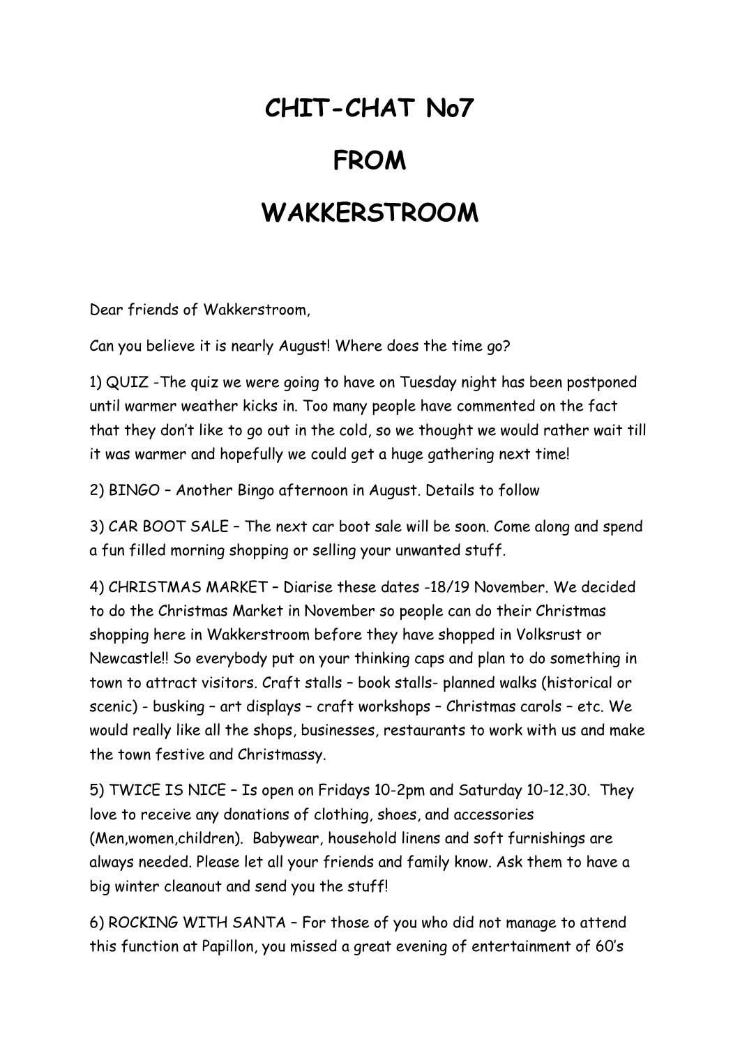# CHIT-CHAT No7

# FROM

# WAKKERSTROOM

Dear friends of Wakkerstroom,

Can you believe it is nearly August! Where does the time go?

1) QUIZ -The quiz we were going to have on Tuesday night has been postponed until warmer weather kicks in. Too many people have commented on the fact that they don't like to go out in the cold, so we thought we would rather wait till it was warmer and hopefully we could get a huge gathering next time!

2) BINGO – Another Bingo afternoon in August. Details to follow

3) CAR BOOT SALE – The next car boot sale will be soon. Come along and spend a fun filled morning shopping or selling your unwanted stuff.

4) CHRISTMAS MARKET – Diarise these dates -18/19 November. We decided to do the Christmas Market in November so people can do their Christmas shopping here in Wakkerstroom before they have shopped in Volksrust or Newcastle!! So everybody put on your thinking caps and plan to do something in town to attract visitors. Craft stalls – book stalls- planned walks (historical or scenic) - busking – art displays – craft workshops – Christmas carols – etc. We would really like all the shops, businesses, restaurants to work with us and make the town festive and Christmassy.

5) TWICE IS NICE – Is open on Fridays 10-2pm and Saturday 10-12.30. They love to receive any donations of clothing, shoes, and accessories (Men,women,children). Babywear, household linens and soft furnishings are always needed. Please let all your friends and family know. Ask them to have a big winter cleanout and send you the stuff!

6) ROCKING WITH SANTA – For those of you who did not manage to attend this function at Papillon, you missed a great evening of entertainment of 60's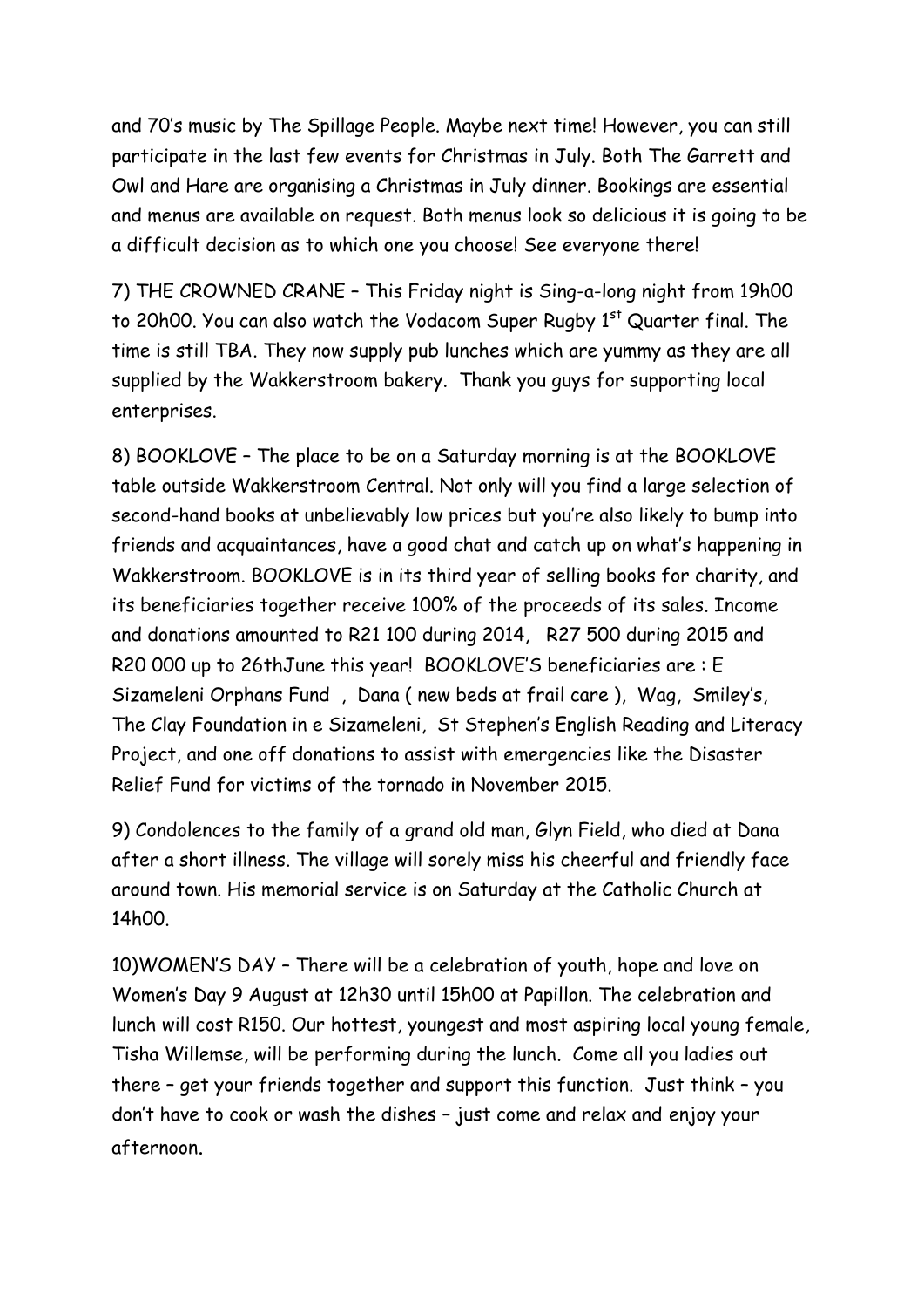and 70's music by The Spillage People. Maybe next time! However, you can still participate in the last few events for Christmas in July. Both The Garrett and Owl and Hare are organising a Christmas in July dinner. Bookings are essential and menus are available on request. Both menus look so delicious it is going to be a difficult decision as to which one you choose! See everyone there!

7) THE CROWNED CRANE – This Friday night is Sing-a-long night from 19h00 to 20h00. You can also watch the Vodacom Super Rugby 1st Quarter final. The time is still TBA. They now supply pub lunches which are yummy as they are all supplied by the Wakkerstroom bakery. Thank you guys for supporting local enterprises.

8) BOOKLOVE – The place to be on a Saturday morning is at the BOOKLOVE table outside Wakkerstroom Central. Not only will you find a large selection of second-hand books at unbelievably low prices but you're also likely to bump into friends and acquaintances, have a good chat and catch up on what's happening in Wakkerstroom. BOOKLOVE is in its third year of selling books for charity, and its beneficiaries together receive 100% of the proceeds of its sales. Income and donations amounted to R21 100 during 2014, R27 500 during 2015 and R20 000 up to 26thJune this year! BOOKLOVE'S beneficiaries are : E Sizameleni Orphans Fund , Dana ( new beds at frail care ), Wag, Smiley's, The Clay Foundation in e Sizameleni, St Stephen's English Reading and Literacy Project, and one off donations to assist with emergencies like the Disaster Relief Fund for victims of the tornado in November 2015.

9) Condolences to the family of a grand old man, Glyn Field, who died at Dana after a short illness. The village will sorely miss his cheerful and friendly face around town. His memorial service is on Saturday at the Catholic Church at 14h00.

10)WOMEN'S DAY – There will be a celebration of youth, hope and love on Women's Day 9 August at 12h30 until 15h00 at Papillon. The celebration and lunch will cost R150. Our hottest, youngest and most aspiring local young female, Tisha Willemse, will be performing during the lunch. Come all you ladies out there – get your friends together and support this function. Just think – you don't have to cook or wash the dishes – just come and relax and enjoy your afternoon.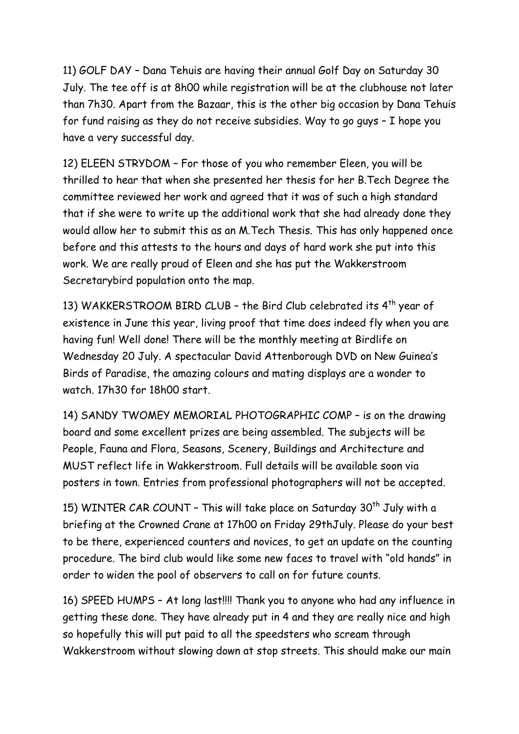11) GOLF DAY – Dana Tehuis are having their annual Golf Day on Saturday 30 July. The tee off is at 8h00 while registration will be at the clubhouse not later than 7h30. Apart from the Bazaar, this is the other big occasion by Dana Tehuis for fund raising as they do not receive subsidies. Way to go guys – I hope you have a very successful day.

12) ELEEN STRYDOM – For those of you who remember Eleen, you will be thrilled to hear that when she presented her thesis for her B.Tech Degree the committee reviewed her work and agreed that it was of such a high standard that if she were to write up the additional work that she had already done they would allow her to submit this as an M.Tech Thesis. This has only happened once before and this attests to the hours and days of hard work she put into this work. We are really proud of Eleen and she has put the Wakkerstroom Secretarybird population onto the map.

13) WAKKERSTROOM BIRD CLUB – the Bird Club celebrated its 4th year of existence in June this year, living proof that time does indeed fly when you are having fun! Well done! There will be the monthly meeting at Birdlife on Wednesday 20 July. A spectacular David Attenborough DVD on New Guinea's Birds of Paradise, the amazing colours and mating displays are a wonder to watch. 17h30 for 18h00 start.

14) SANDY TWOMEY MEMORIAL PHOTOGRAPHIC COMP – is on the drawing board and some excellent prizes are being assembled. The subjects will be People, Fauna and Flora, Seasons, Scenery, Buildings and Architecture and MUST reflect life in Wakkerstroom. Full details will be available soon via posters in town. Entries from professional photographers will not be accepted.

15) WINTER CAR COUNT – This will take place on Saturday 30th July with a briefing at the Crowned Crane at 17h00 on Friday 29thJuly. Please do your best to be there, experienced counters and novices, to get an update on the counting procedure. The bird club would like some new faces to travel with "old hands" in order to widen the pool of observers to call on for future counts.

16) SPEED HUMPS – At long last!!!! Thank you to anyone who had any influence in getting these done. They have already put in 4 and they are really nice and high so hopefully this will put paid to all the speedsters who scream through Wakkerstroom without slowing down at stop streets. This should make our main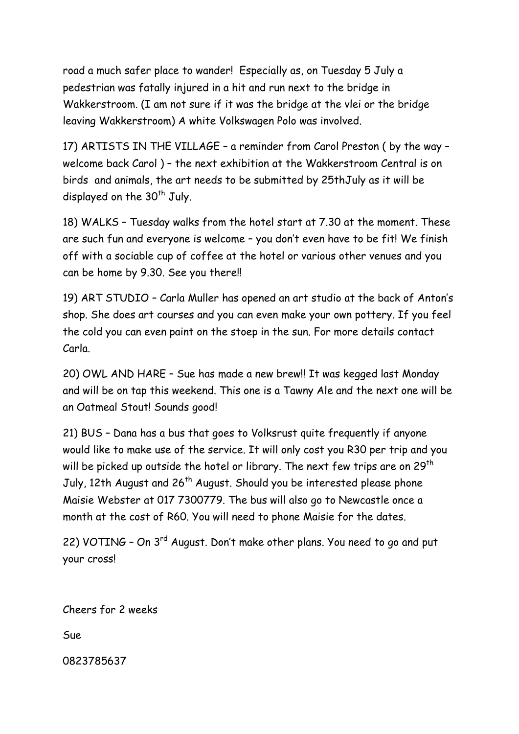road a much safer place to wander! Especially as, on Tuesday 5 July a pedestrian was fatally injured in a hit and run next to the bridge in Wakkerstroom. (I am not sure if it was the bridge at the vlei or the bridge leaving Wakkerstroom) A white Volkswagen Polo was involved.

17) ARTISTS IN THE VILLAGE – a reminder from Carol Preston ( by the way – welcome back Carol ) – the next exhibition at the Wakkerstroom Central is on birds and animals, the art needs to be submitted by 25thJuly as it will be displayed on the 30th July.

18) WALKS – Tuesday walks from the hotel start at 7.30 at the moment. These are such fun and everyone is welcome – you don't even have to be fit! We finish off with a sociable cup of coffee at the hotel or various other venues and you can be home by 9.30. See you there!!

19) ART STUDIO – Carla Muller has opened an art studio at the back of Anton's shop. She does art courses and you can even make your own pottery. If you feel the cold you can even paint on the stoep in the sun. For more details contact Carla.

20) OWL AND HARE – Sue has made a new brew!! It was kegged last Monday and will be on tap this weekend. This one is a Tawny Ale and the next one will be an Oatmeal Stout! Sounds good!

21) BUS – Dana has a bus that goes to Volksrust quite frequently if anyone would like to make use of the service. It will only cost you R30 per trip and you will be picked up outside the hotel or library. The next few trips are on 29th July, 12th August and 26th August. Should you be interested please phone Maisie Webster at 017 7300779. The bus will also go to Newcastle once a month at the cost of R60. You will need to phone Maisie for the dates.

22) VOTING – On 3rd August. Don't make other plans. You need to go and put your cross!

Cheers for 2 weeks

Sue

0823785637